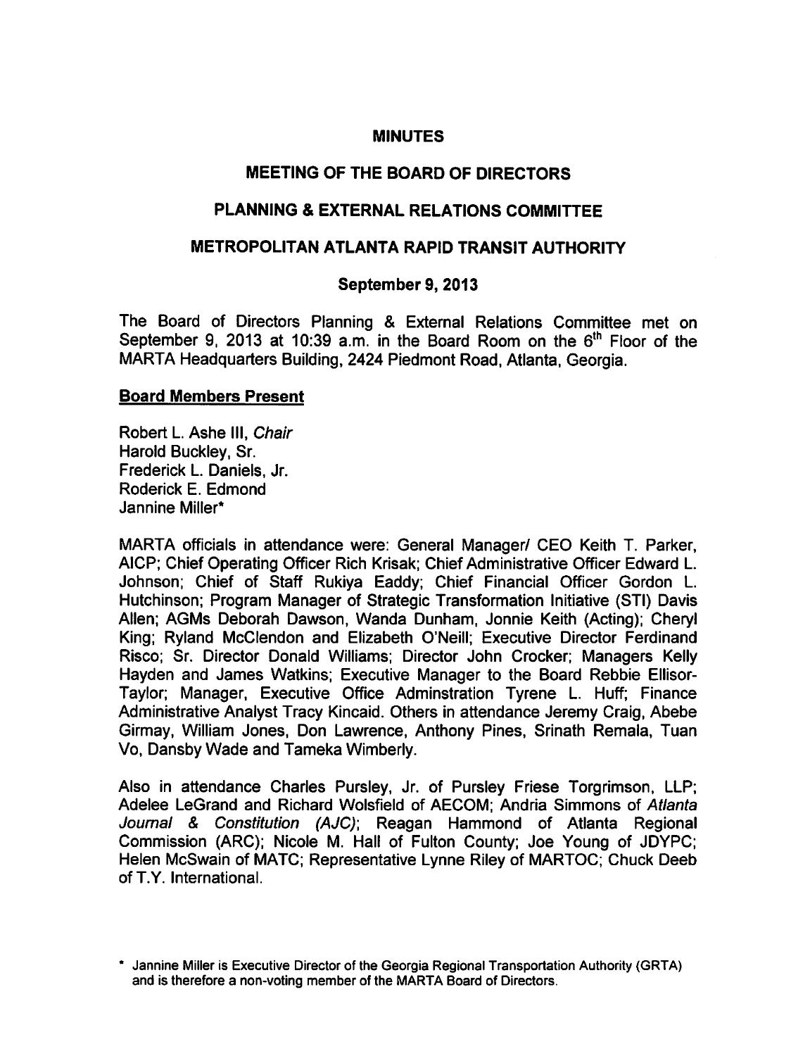# MINUTES

## MEETING OF THE BOARD OF DIRECTORS

## PLANNING & EXTERNAL RELATIONS COMMITTEE

## METROPOLITAN ATLANTA RAPID TRANSIT AUTHORITY

### September 9, 2013

The Board of Directors Planning & External Relations Committee met on September 9, 2013 at 10:39 a.m. in the Board Room on the 6th Floor of the MARTA Headquarters Building, 2424 Piedmont Road, Atlanta, Georgia.

**Board Members Present**

Robert L. Ashe III, *Chair*
Harold Buckley, Sr.
Frederick L. Daniels, Jr.
Roderick E. Edmond
Jannine Miller*

MARTA officials in attendance were: General Manager/ CEO Keith T. Parker, AICP; Chief Operating Officer Rich Krisak; Chief Administrative Officer Edward L. Johnson; Chief of Staff Rukiya Eaddy; Chief Financial Officer Gordon L. Hutchinson; Program Manager of Strategic Transformation Initiative (STI) Davis Allen; AGMs Deborah Dawson, Wanda Dunham, Jonnie Keith (Acting); Cheryl King; Ryland McClendon and Elizabeth O'Neill; Executive Director Ferdinand Risco; Sr. Director Donald Williams; Director John Crocker; Managers Kelly Hayden and James Watkins; Executive Manager to the Board Rebbie Ellisor-Taylor; Manager, Executive Office Adminstration Tyrene L. Huff; Finance Administrative Analyst Tracy Kincaid. Others in attendance Jeremy Craig, Abebe Girmay, William Jones, Don Lawrence, Anthony Pines, Srinath Remala, Tuan Vo, Dansby Wade and Tameka Wimberly.

Also in attendance Charles Pursley, Jr. of Pursley Friese Torgrimson, LLP; Adelee LeGrand and Richard Wolsfield of AECOM; Andria Simmons of *Atlanta Journal & Constitution (AJC)*; Reagan Hammond of Atlanta Regional Commission (ARC); Nicole M. Hall of Fulton County; Joe Young of JDYPC; Helen McSwain of MATC; Representative Lynne Riley of MARTOC; Chuck Deeb of T.Y. International.

* Jannine Miller is Executive Director of the Georgia Regional Transportation Authority (GRTA) and is therefore a non-voting member of the MARTA Board of Directors.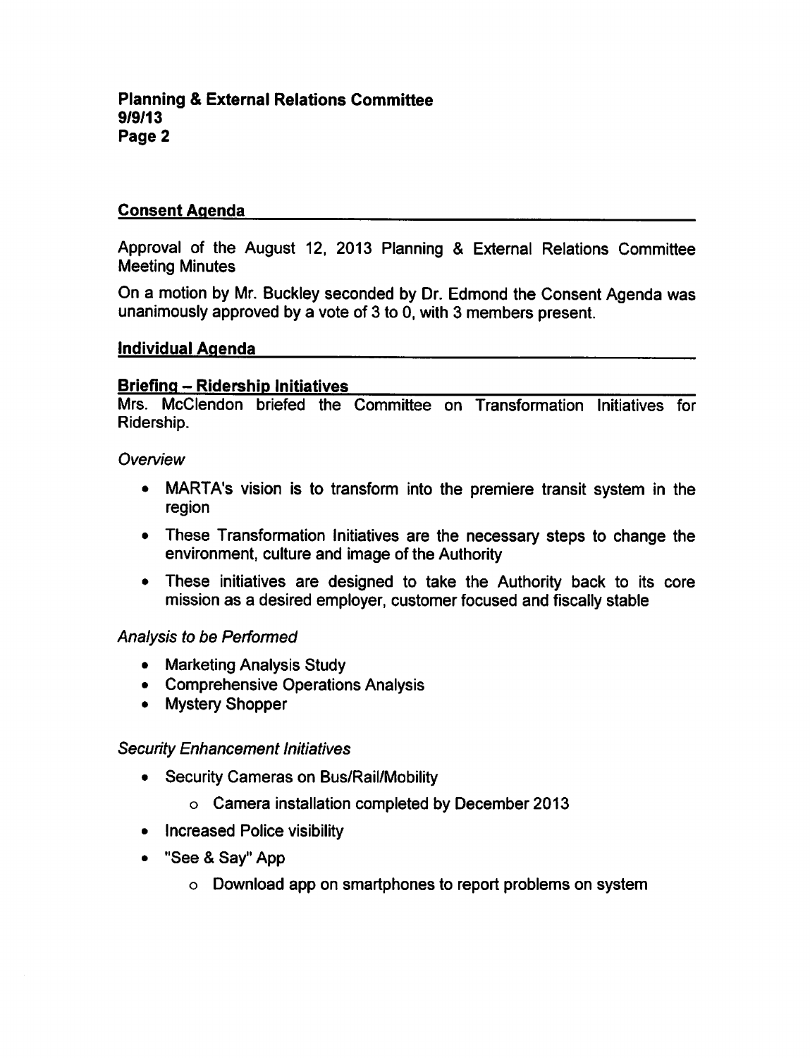## Consent Agenda

Approval of the August 12, 2013 Planning & External Relations Committee Meeting Minutes

On a motion by Mr. Buckley seconded by Dr. Edmond the Consent Agenda was unanimously approved by a vote of 3 to 0, with 3 members present.

## Individual Agenda

### Briefing – Ridership Initiatives

Mrs. McClendon briefed the Committee on Transformation Initiatives for Ridership.

*Overview*

- MARTA's vision is to transform into the premiere transit system in the region
- These Transformation Initiatives are the necessary steps to change the environment, culture and image of the Authority
- These initiatives are designed to take the Authority back to its core mission as a desired employer, customer focused and fiscally stable

*Analysis to be Performed*

- Marketing Analysis Study
- Comprehensive Operations Analysis
- Mystery Shopper

*Security Enhancement Initiatives*

- Security Cameras on Bus/Rail/Mobility
  - Camera installation completed by December 2013
- Increased Police visibility
- "See & Say" App
  - Download app on smartphones to report problems on system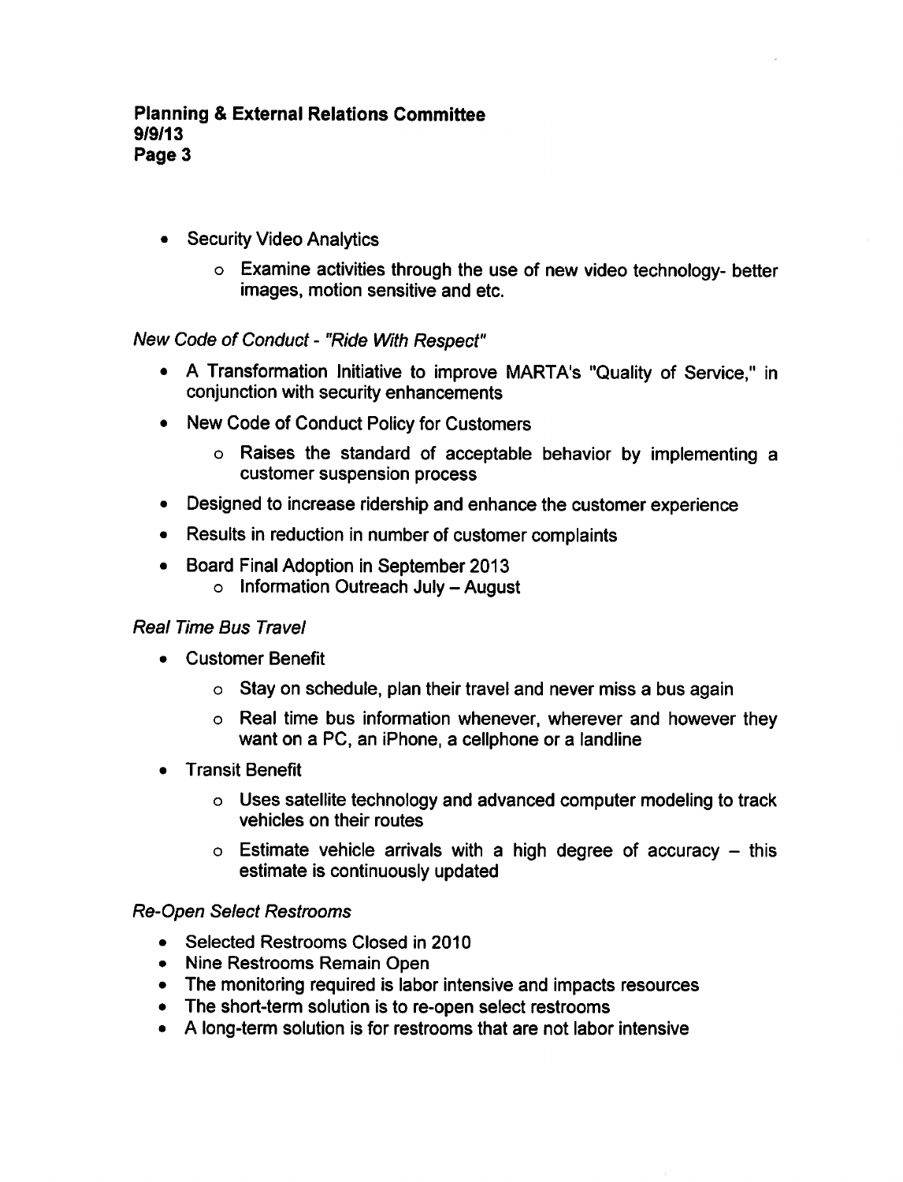- Security Video Analytics
  - Examine activities through the use of new video technology- better images, motion sensitive and etc.

*New Code of Conduct - "Ride With Respect"*

- A Transformation Initiative to improve MARTA's "Quality of Service," in conjunction with security enhancements
- New Code of Conduct Policy for Customers
  - Raises the standard of acceptable behavior by implementing a customer suspension process
- Designed to increase ridership and enhance the customer experience
- Results in reduction in number of customer complaints
- Board Final Adoption in September 2013
  - Information Outreach July – August

*Real Time Bus Travel*

- Customer Benefit
  - Stay on schedule, plan their travel and never miss a bus again
  - Real time bus information whenever, wherever and however they want on a PC, an iPhone, a cellphone or a landline
- Transit Benefit
  - Uses satellite technology and advanced computer modeling to track vehicles on their routes
  - Estimate vehicle arrivals with a high degree of accuracy – this estimate is continuously updated

*Re-Open Select Restrooms*

- Selected Restrooms Closed in 2010
- Nine Restrooms Remain Open
- The monitoring required is labor intensive and impacts resources
- The short-term solution is to re-open select restrooms
- A long-term solution is for restrooms that are not labor intensive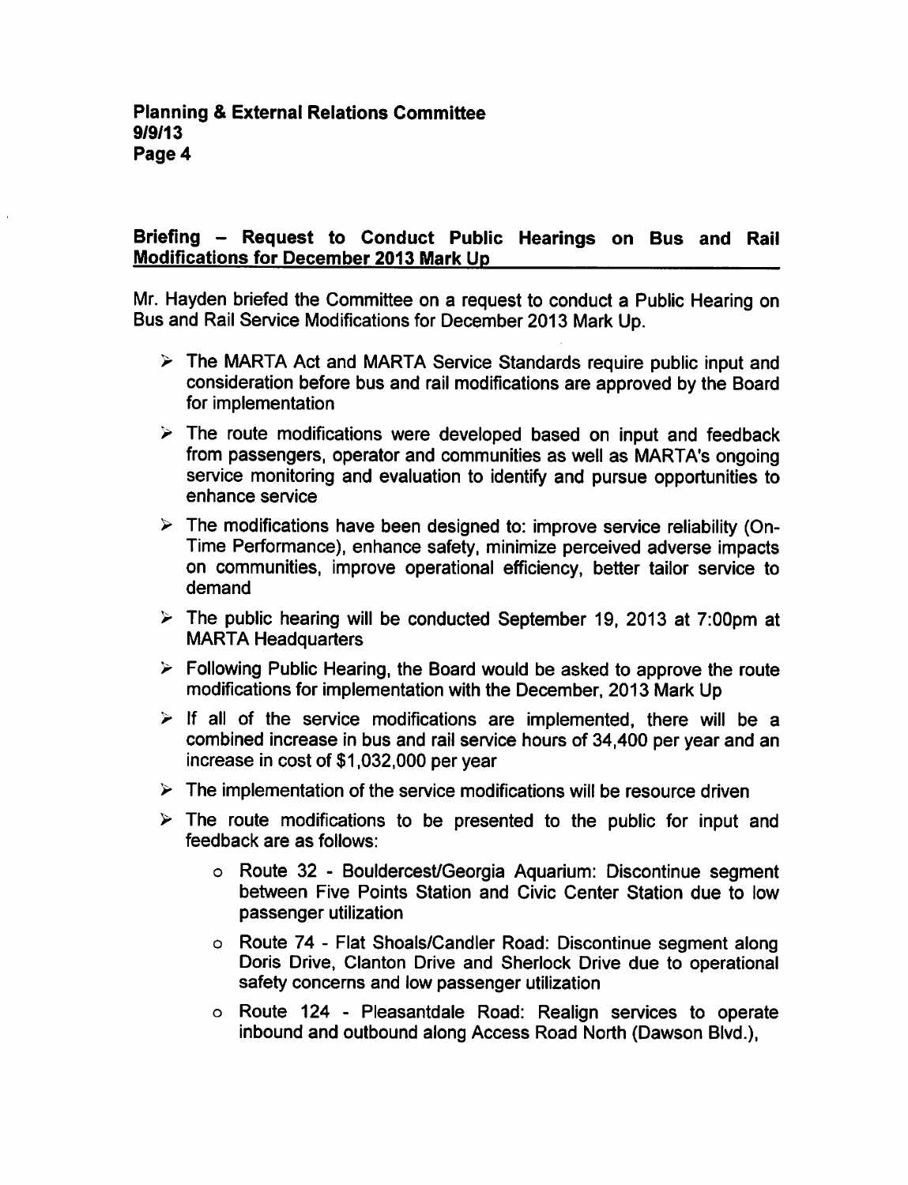**Briefing – Request to Conduct Public Hearings on Bus and Rail Modifications for December 2013 Mark Up**

Mr. Hayden briefed the Committee on a request to conduct a Public Hearing on Bus and Rail Service Modifications for December 2013 Mark Up.

- The MARTA Act and MARTA Service Standards require public input and consideration before bus and rail modifications are approved by the Board for implementation
- The route modifications were developed based on input and feedback from passengers, operator and communities as well as MARTA's ongoing service monitoring and evaluation to identify and pursue opportunities to enhance service
- The modifications have been designed to: improve service reliability (On-Time Performance), enhance safety, minimize perceived adverse impacts on communities, improve operational efficiency, better tailor service to demand
- The public hearing will be conducted September 19, 2013 at 7:00pm at MARTA Headquarters
- Following Public Hearing, the Board would be asked to approve the route modifications for implementation with the December, 2013 Mark Up
- If all of the service modifications are implemented, there will be a combined increase in bus and rail service hours of 34,400 per year and an increase in cost of $1,032,000 per year
- The implementation of the service modifications will be resource driven
- The route modifications to be presented to the public for input and feedback are as follows:
  - Route 32 - Bouldercest/Georgia Aquarium: Discontinue segment between Five Points Station and Civic Center Station due to low passenger utilization
  - Route 74 - Flat Shoals/Candler Road: Discontinue segment along Doris Drive, Clanton Drive and Sherlock Drive due to operational safety concerns and low passenger utilization
  - Route 124 - Pleasantdale Road: Realign services to operate inbound and outbound along Access Road North (Dawson Blvd.),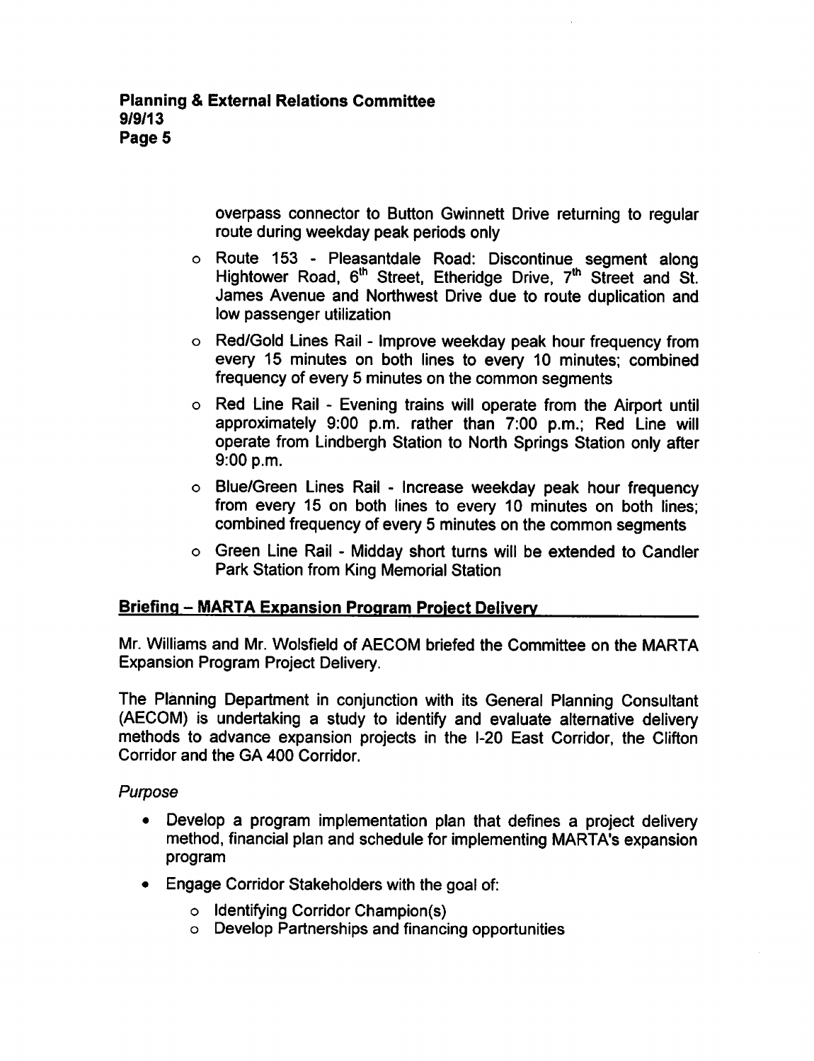overpass connector to Button Gwinnett Drive returning to regular route during weekday peak periods only

- Route 153 - Pleasantdale Road: Discontinue segment along Hightower Road, 6th Street, Etheridge Drive, 7th Street and St. James Avenue and Northwest Drive due to route duplication and low passenger utilization
- Red/Gold Lines Rail - Improve weekday peak hour frequency from every 15 minutes on both lines to every 10 minutes; combined frequency of every 5 minutes on the common segments
- Red Line Rail - Evening trains will operate from the Airport until approximately 9:00 p.m. rather than 7:00 p.m.; Red Line will operate from Lindbergh Station to North Springs Station only after 9:00 p.m.
- Blue/Green Lines Rail - Increase weekday peak hour frequency from every 15 on both lines to every 10 minutes on both lines; combined frequency of every 5 minutes on the common segments
- Green Line Rail - Midday short turns will be extended to Candler Park Station from King Memorial Station

## Briefing – MARTA Expansion Program Project Delivery

Mr. Williams and Mr. Wolsfield of AECOM briefed the Committee on the MARTA Expansion Program Project Delivery.

The Planning Department in conjunction with its General Planning Consultant (AECOM) is undertaking a study to identify and evaluate alternative delivery methods to advance expansion projects in the I-20 East Corridor, the Clifton Corridor and the GA 400 Corridor.

*Purpose*

- Develop a program implementation plan that defines a project delivery method, financial plan and schedule for implementing MARTA's expansion program
- Engage Corridor Stakeholders with the goal of:
  - Identifying Corridor Champion(s)
  - Develop Partnerships and financing opportunities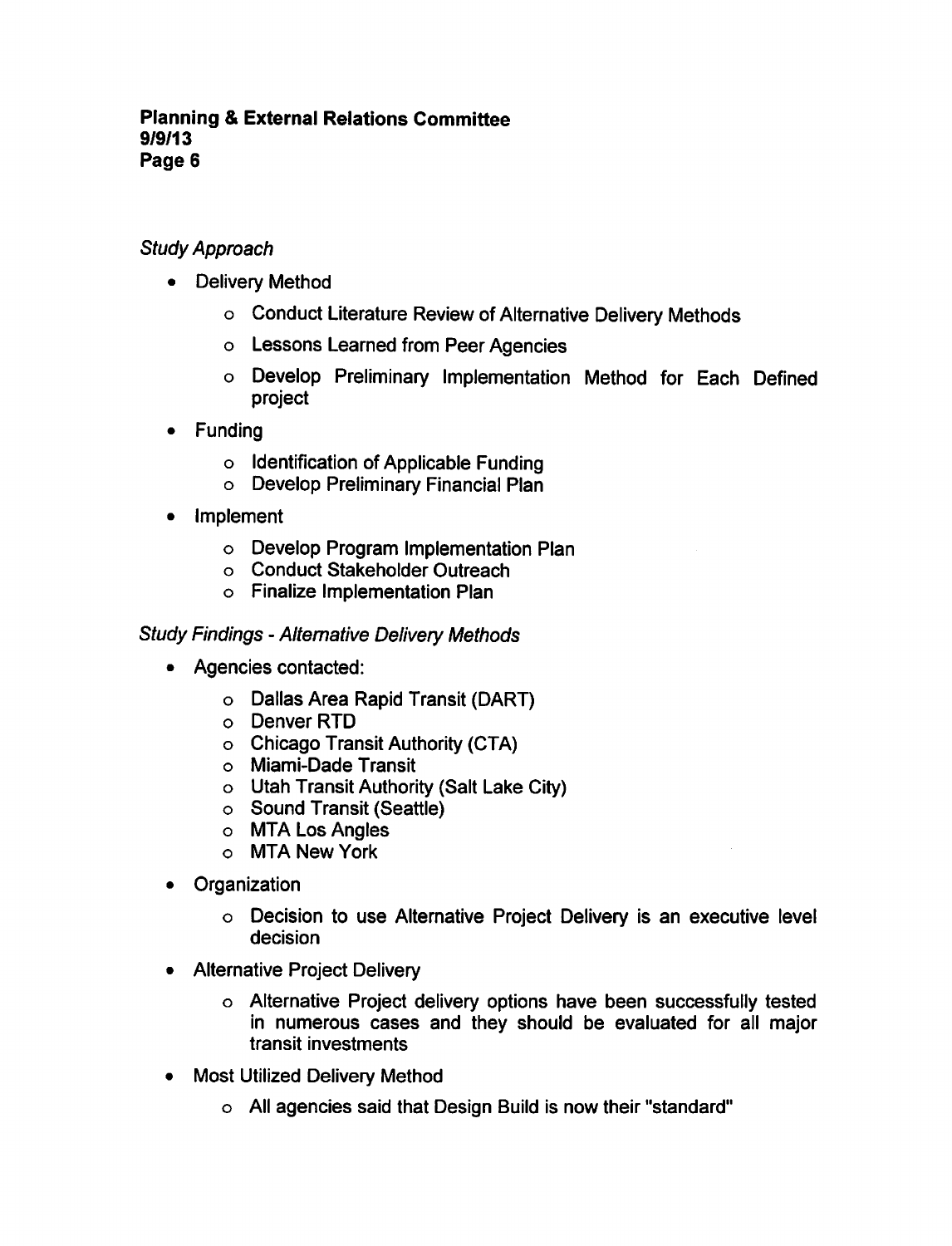*Study Approach*

- Delivery Method
  - Conduct Literature Review of Alternative Delivery Methods
  - Lessons Learned from Peer Agencies
  - Develop Preliminary Implementation Method for Each Defined project
- Funding
  - Identification of Applicable Funding
  - Develop Preliminary Financial Plan
- Implement
  - Develop Program Implementation Plan
  - Conduct Stakeholder Outreach
  - Finalize Implementation Plan

*Study Findings - Alternative Delivery Methods*

- Agencies contacted:
  - Dallas Area Rapid Transit (DART)
  - Denver RTD
  - Chicago Transit Authority (CTA)
  - Miami-Dade Transit
  - Utah Transit Authority (Salt Lake City)
  - Sound Transit (Seattle)
  - MTA Los Angles
  - MTA New York
- Organization
  - Decision to use Alternative Project Delivery is an executive level decision
- Alternative Project Delivery
  - Alternative Project delivery options have been successfully tested in numerous cases and they should be evaluated for all major transit investments
- Most Utilized Delivery Method
  - All agencies said that Design Build is now their "standard"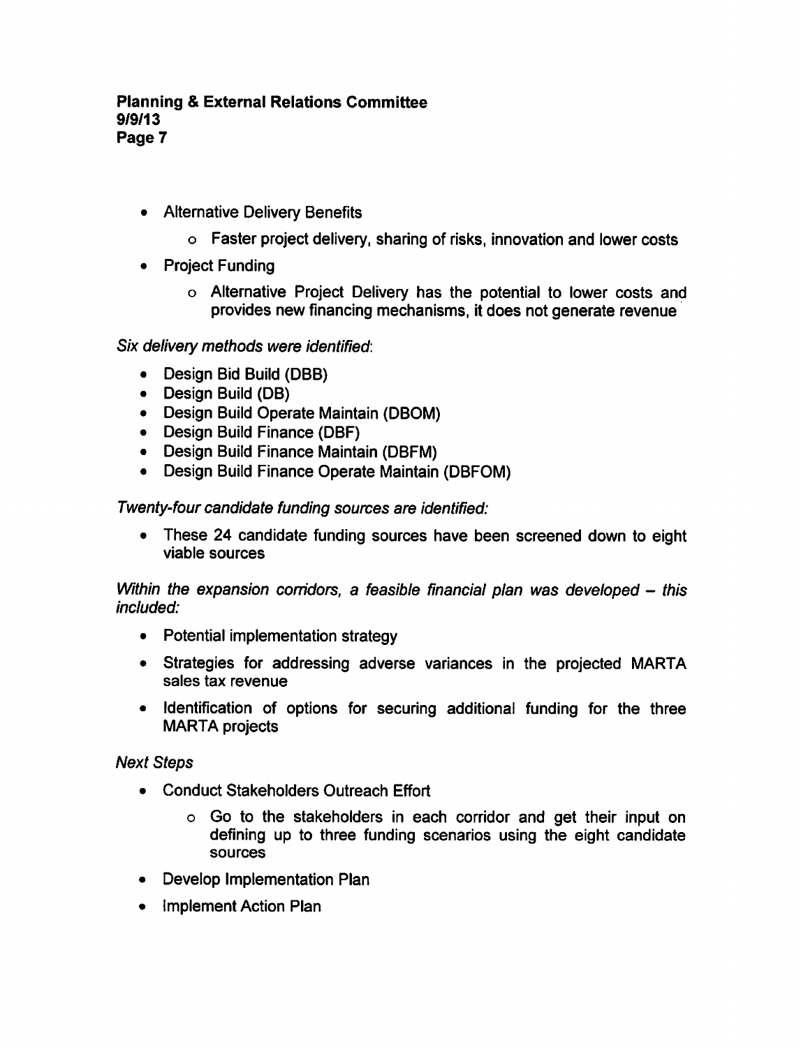- Alternative Delivery Benefits
    - Faster project delivery, sharing of risks, innovation and lower costs
- Project Funding
    - Alternative Project Delivery has the potential to lower costs and provides new financing mechanisms, it does not generate revenue

*Six delivery methods were identified:*

- Design Bid Build (DBB)
- Design Build (DB)
- Design Build Operate Maintain (DBOM)
- Design Build Finance (DBF)
- Design Build Finance Maintain (DBFM)
- Design Build Finance Operate Maintain (DBFOM)

*Twenty-four candidate funding sources are identified:*

- These 24 candidate funding sources have been screened down to eight viable sources

*Within the expansion corridors, a feasible financial plan was developed – this included:*

- Potential implementation strategy
- Strategies for addressing adverse variances in the projected MARTA sales tax revenue
- Identification of options for securing additional funding for the three MARTA projects

*Next Steps*

- Conduct Stakeholders Outreach Effort
    - Go to the stakeholders in each corridor and get their input on defining up to three funding scenarios using the eight candidate sources
- Develop Implementation Plan
- Implement Action Plan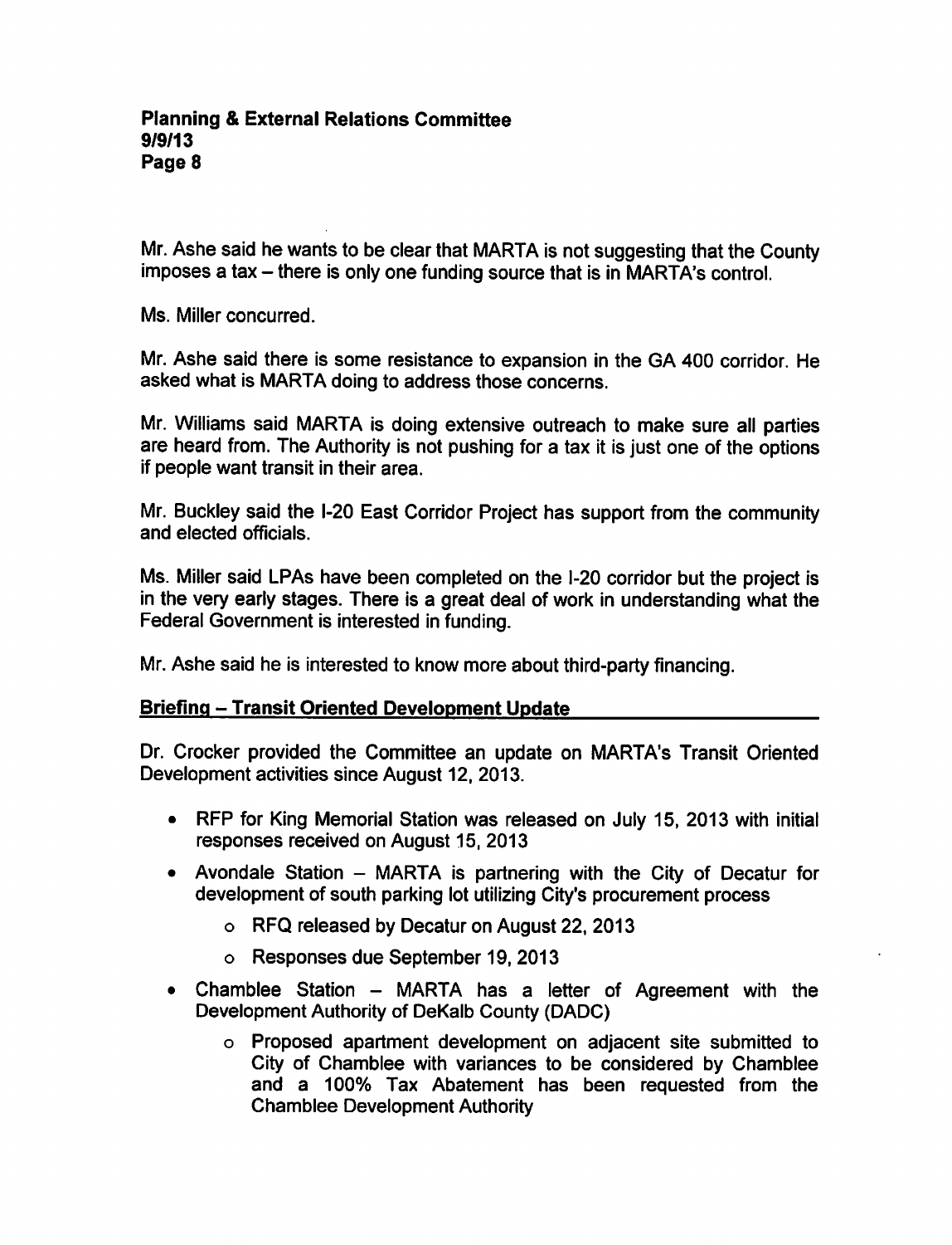Mr. Ashe said he wants to be clear that MARTA is not suggesting that the County imposes a tax – there is only one funding source that is in MARTA's control.

Ms. Miller concurred.

Mr. Ashe said there is some resistance to expansion in the GA 400 corridor. He asked what is MARTA doing to address those concerns.

Mr. Williams said MARTA is doing extensive outreach to make sure all parties are heard from. The Authority is not pushing for a tax it is just one of the options if people want transit in their area.

Mr. Buckley said the I-20 East Corridor Project has support from the community and elected officials.

Ms. Miller said LPAs have been completed on the I-20 corridor but the project is in the very early stages. There is a great deal of work in understanding what the Federal Government is interested in funding.

Mr. Ashe said he is interested to know more about third-party financing.

**Briefing – Transit Oriented Development Update**

Dr. Crocker provided the Committee an update on MARTA's Transit Oriented Development activities since August 12, 2013.

- RFP for King Memorial Station was released on July 15, 2013 with initial responses received on August 15, 2013
- Avondale Station – MARTA is partnering with the City of Decatur for development of south parking lot utilizing City's procurement process
  - RFQ released by Decatur on August 22, 2013
  - Responses due September 19, 2013
- Chamblee Station – MARTA has a letter of Agreement with the Development Authority of DeKalb County (DADC)
  - Proposed apartment development on adjacent site submitted to City of Chamblee with variances to be considered by Chamblee and a 100% Tax Abatement has been requested from the Chamblee Development Authority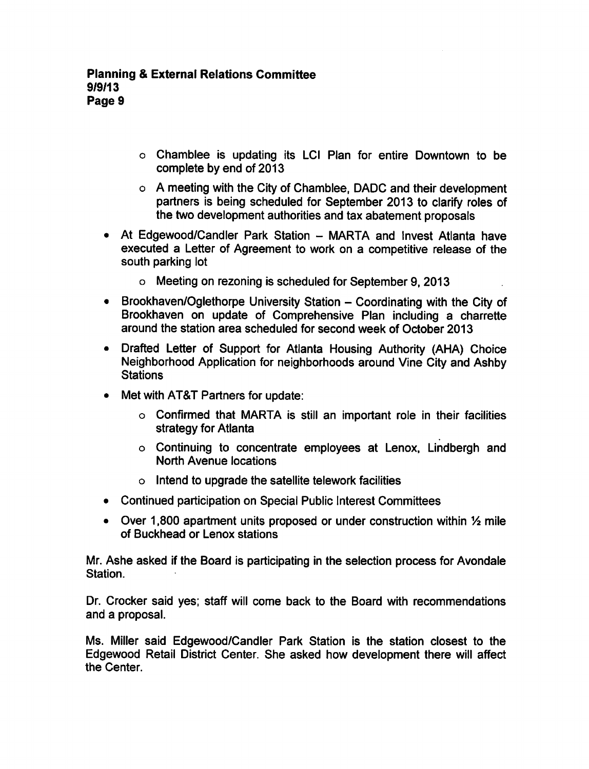- Chamblee is updating its LCI Plan for entire Downtown to be complete by end of 2013
    - A meeting with the City of Chamblee, DADC and their development partners is being scheduled for September 2013 to clarify roles of the two development authorities and tax abatement proposals
- At Edgewood/Candler Park Station – MARTA and Invest Atlanta have executed a Letter of Agreement to work on a competitive release of the south parking lot
    - Meeting on rezoning is scheduled for September 9, 2013
- Brookhaven/Oglethorpe University Station – Coordinating with the City of Brookhaven on update of Comprehensive Plan including a charrette around the station area scheduled for second week of October 2013
- Drafted Letter of Support for Atlanta Housing Authority (AHA) Choice Neighborhood Application for neighborhoods around Vine City and Ashby Stations
- Met with AT&T Partners for update:
    - Confirmed that MARTA is still an important role in their facilities strategy for Atlanta
    - Continuing to concentrate employees at Lenox, Lindbergh and North Avenue locations
    - Intend to upgrade the satellite telework facilities
- Continued participation on Special Public Interest Committees
- Over 1,800 apartment units proposed or under construction within ½ mile of Buckhead or Lenox stations

Mr. Ashe asked if the Board is participating in the selection process for Avondale Station.

Dr. Crocker said yes; staff will come back to the Board with recommendations and a proposal.

Ms. Miller said Edgewood/Candler Park Station is the station closest to the Edgewood Retail District Center. She asked how development there will affect the Center.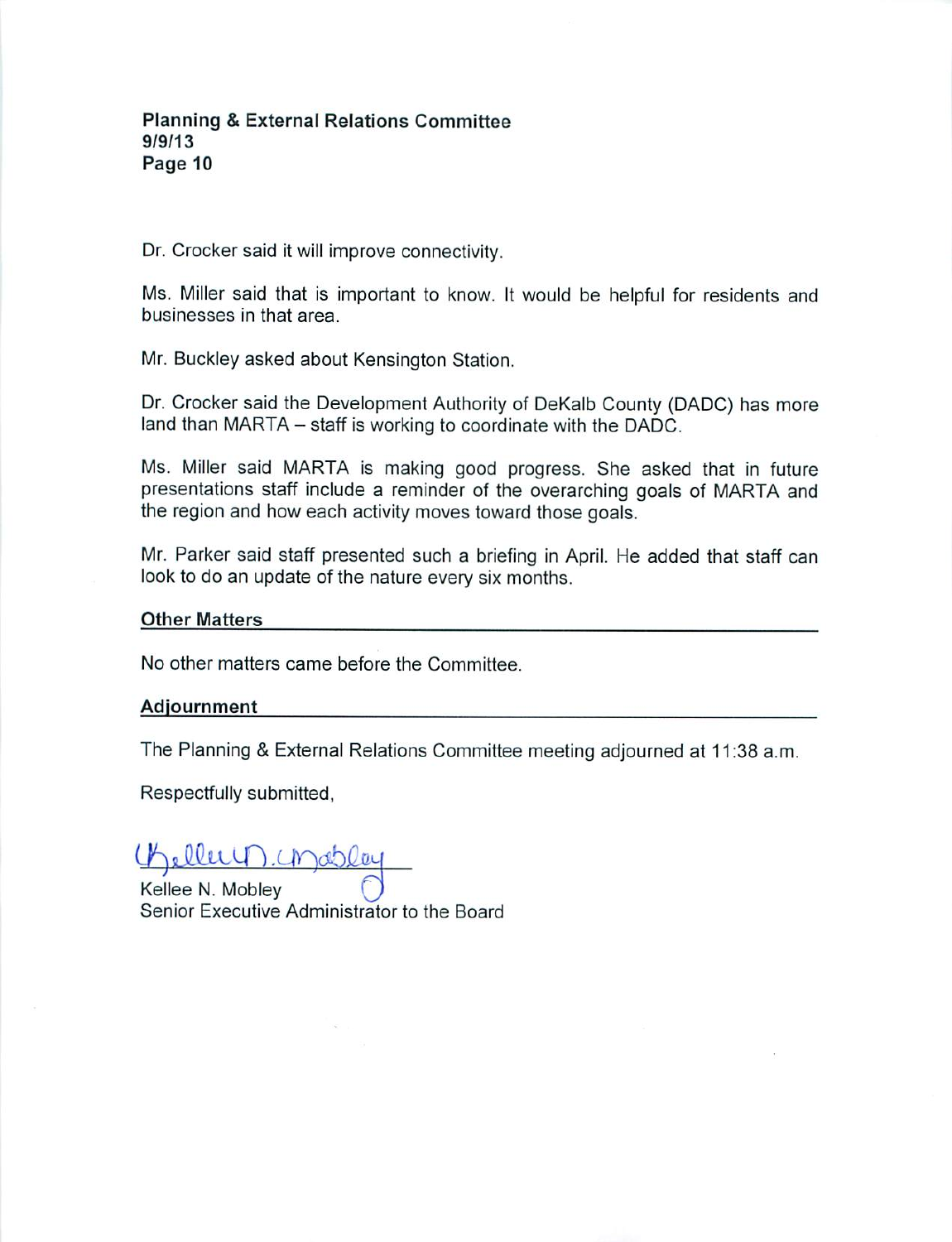Dr. Crocker said it will improve connectivity.

Ms. Miller said that is important to know. It would be helpful for residents and businesses in that area.

Mr. Buckley asked about Kensington Station.

Dr. Crocker said the Development Authority of DeKalb County (DADC) has more land than MARTA – staff is working to coordinate with the DADC.

Ms. Miller said MARTA is making good progress. She asked that in future presentations staff include a reminder of the overarching goals of MARTA and the region and how each activity moves toward those goals.

Mr. Parker said staff presented such a briefing in April. He added that staff can look to do an update of the nature every six months.

## Other Matters

No other matters came before the Committee.

## Adjournment

The Planning & External Relations Committee meeting adjourned at 11:38 a.m.

Respectfully submitted,

Kellee N. Mobley
Senior Executive Administrator to the Board